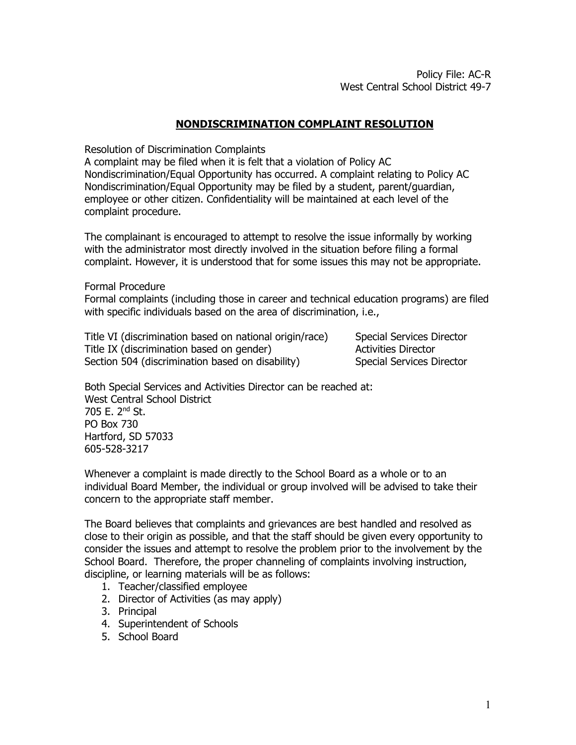Policy File: AC-R
West Central School District 49-7

# NONDISCRIMINATION COMPLAINT RESOLUTION

Resolution of Discrimination Complaints
A complaint may be filed when it is felt that a violation of Policy AC Nondiscrimination/Equal Opportunity has occurred. A complaint relating to Policy AC Nondiscrimination/Equal Opportunity may be filed by a student, parent/guardian, employee or other citizen. Confidentiality will be maintained at each level of the complaint procedure.

The complainant is encouraged to attempt to resolve the issue informally by working with the administrator most directly involved in the situation before filing a formal complaint. However, it is understood that for some issues this may not be appropriate.

Formal Procedure
Formal complaints (including those in career and technical education programs) are filed with specific individuals based on the area of discrimination, i.e.,

| | |
|---|---|
| Title VI (discrimination based on national origin/race) | Special Services Director |
| Title IX (discrimination based on gender) | Activities Director |
| Section 504 (discrimination based on disability) | Special Services Director |

Both Special Services and Activities Director can be reached at:
West Central School District
705 E. 2nd St.
PO Box 730
Hartford, SD 57033
605-528-3217

Whenever a complaint is made directly to the School Board as a whole or to an individual Board Member, the individual or group involved will be advised to take their concern to the appropriate staff member.

The Board believes that complaints and grievances are best handled and resolved as close to their origin as possible, and that the staff should be given every opportunity to consider the issues and attempt to resolve the problem prior to the involvement by the School Board. Therefore, the proper channeling of complaints involving instruction, discipline, or learning materials will be as follows:

1. Teacher/classified employee
2. Director of Activities (as may apply)
3. Principal
4. Superintendent of Schools
5. School Board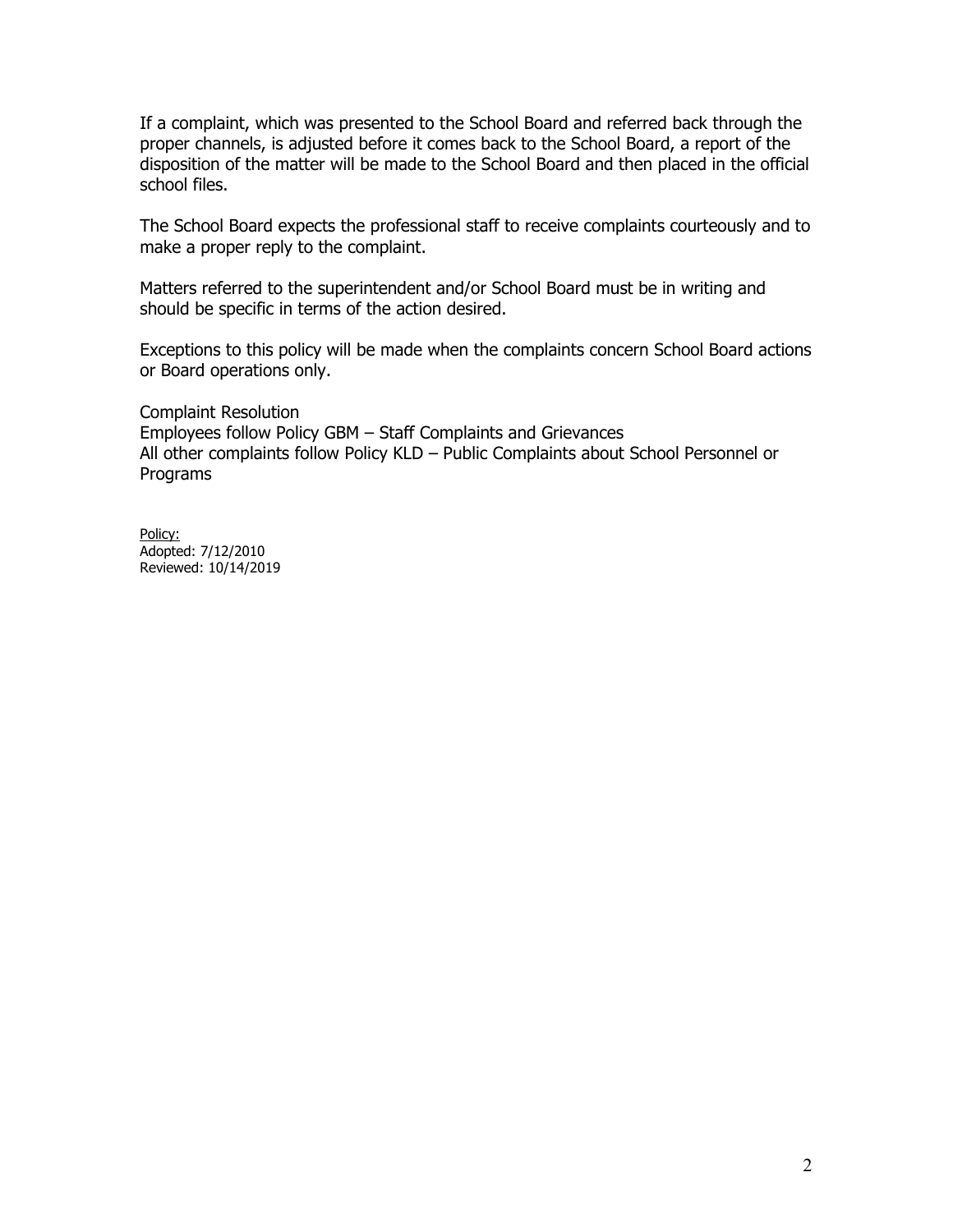If a complaint, which was presented to the School Board and referred back through the proper channels, is adjusted before it comes back to the School Board, a report of the disposition of the matter will be made to the School Board and then placed in the official school files.

The School Board expects the professional staff to receive complaints courteously and to make a proper reply to the complaint.

Matters referred to the superintendent and/or School Board must be in writing and should be specific in terms of the action desired.

Exceptions to this policy will be made when the complaints concern School Board actions or Board operations only.

Complaint Resolution
Employees follow Policy GBM – Staff Complaints and Grievances
All other complaints follow Policy KLD – Public Complaints about School Personnel or Programs

Policy:
Adopted: 7/12/2010
Reviewed: 10/14/2019